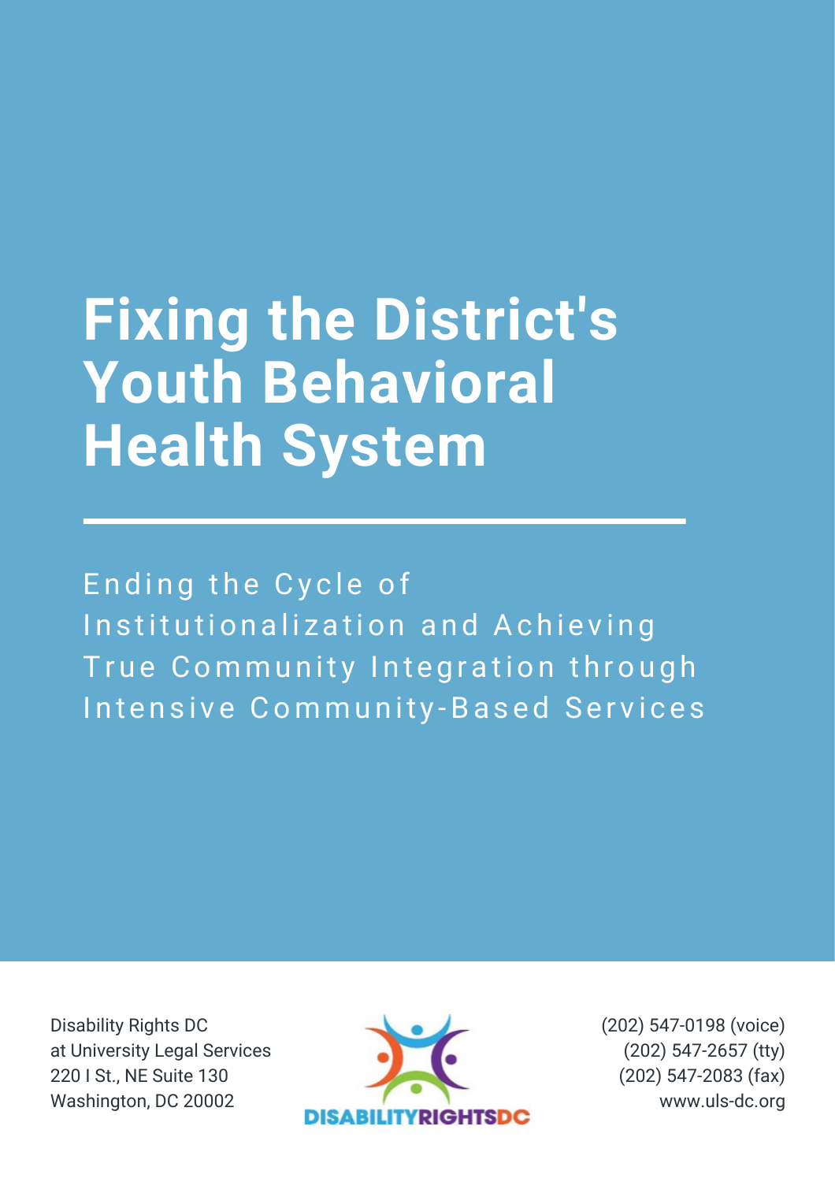# Fixing the District's Youth Behavioral Health System

Ending the Cycle of Institutionalization and Achieving True Community Integration through Intensive Community-Based Services

Disability Rights DC
at University Legal Services
220 I St., NE Suite 130
Washington, DC 20002

DISABILITYRIGHTSDC

(202) 547-0198 (voice)
(202) 547-2657 (tty)
(202) 547-2083 (fax)
www.uls-dc.org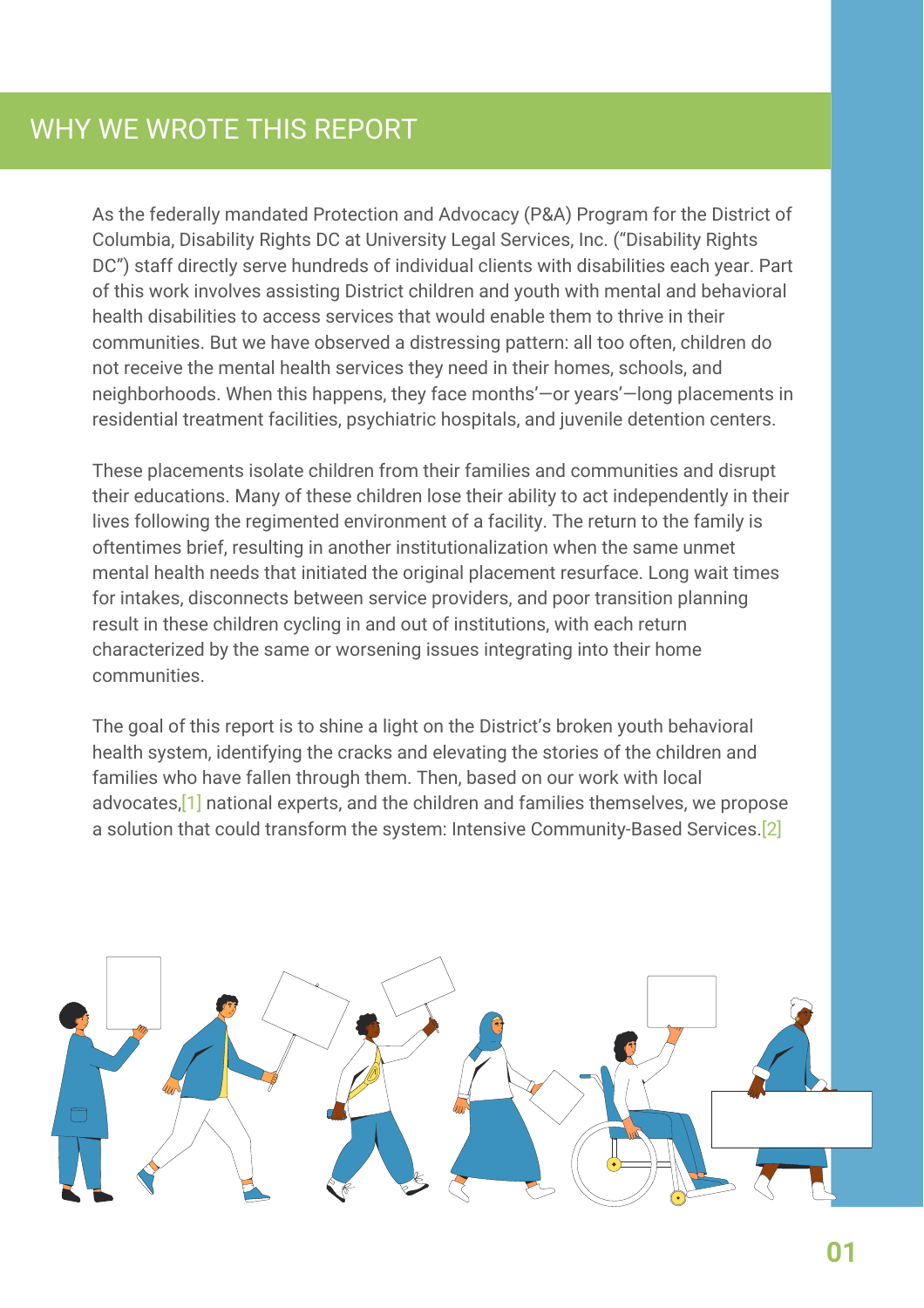# WHY WE WROTE THIS REPORT

As the federally mandated Protection and Advocacy (P&A) Program for the District of Columbia, Disability Rights DC at University Legal Services, Inc. ("Disability Rights DC") staff directly serve hundreds of individual clients with disabilities each year. Part of this work involves assisting District children and youth with mental and behavioral health disabilities to access services that would enable them to thrive in their communities. But we have observed a distressing pattern: all too often, children do not receive the mental health services they need in their homes, schools, and neighborhoods. When this happens, they face months'—or years'—long placements in residential treatment facilities, psychiatric hospitals, and juvenile detention centers.

These placements isolate children from their families and communities and disrupt their educations. Many of these children lose their ability to act independently in their lives following the regimented environment of a facility. The return to the family is oftentimes brief, resulting in another institutionalization when the same unmet mental health needs that initiated the original placement resurface. Long wait times for intakes, disconnects between service providers, and poor transition planning result in these children cycling in and out of institutions, with each return characterized by the same or worsening issues integrating into their home communities.

The goal of this report is to shine a light on the District's broken youth behavioral health system, identifying the cracks and elevating the stories of the children and families who have fallen through them. Then, based on our work with local advocates,[1] national experts, and the children and families themselves, we propose a solution that could transform the system: Intensive Community-Based Services.[2]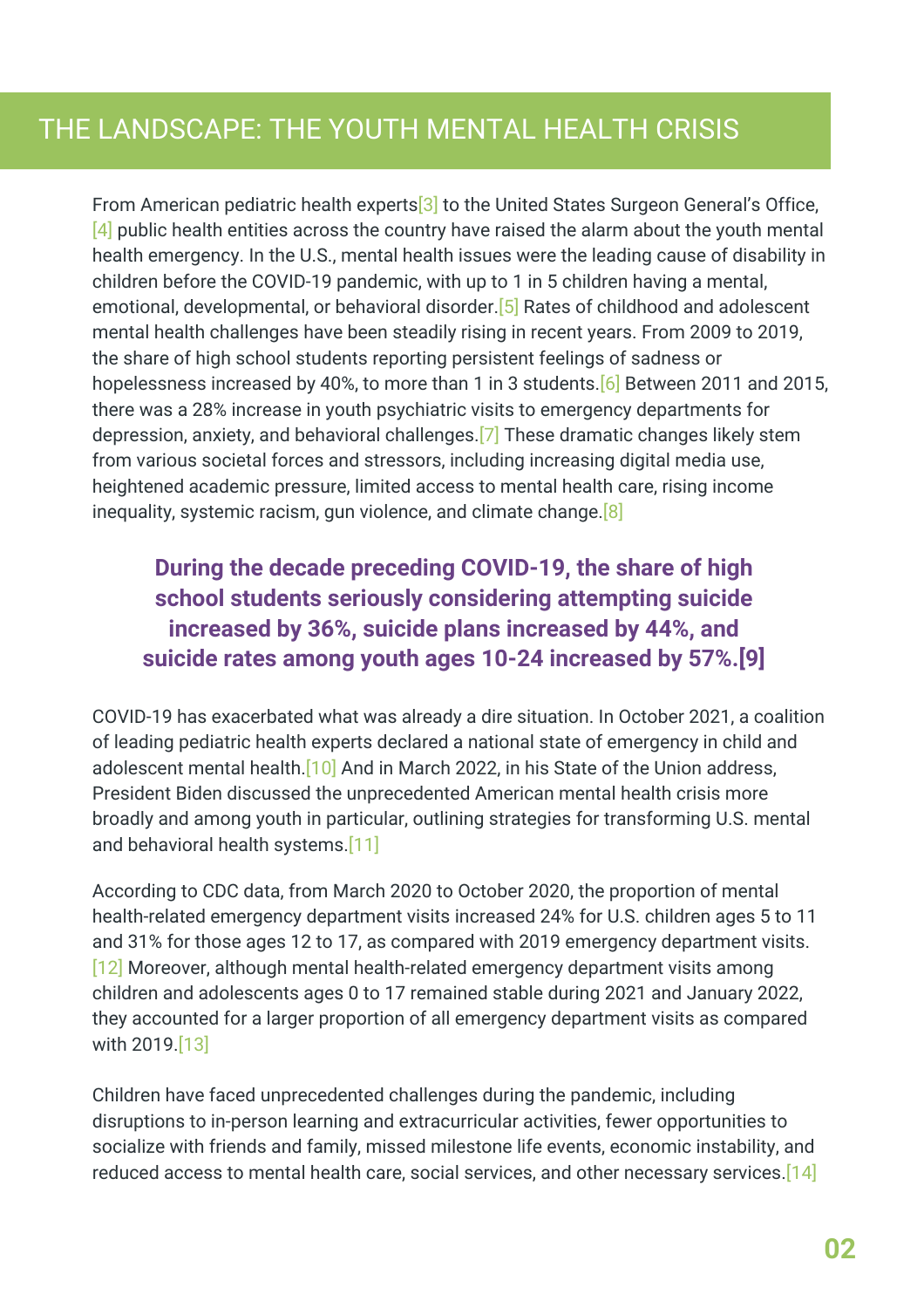## THE LANDSCAPE: THE YOUTH MENTAL HEALTH CRISIS

From American pediatric health experts[3] to the United States Surgeon General's Office,[4] public health entities across the country have raised the alarm about the youth mental health emergency. In the U.S., mental health issues were the leading cause of disability in children before the COVID-19 pandemic, with up to 1 in 5 children having a mental, emotional, developmental, or behavioral disorder.[5] Rates of childhood and adolescent mental health challenges have been steadily rising in recent years. From 2009 to 2019, the share of high school students reporting persistent feelings of sadness or hopelessness increased by 40%, to more than 1 in 3 students.[6] Between 2011 and 2015, there was a 28% increase in youth psychiatric visits to emergency departments for depression, anxiety, and behavioral challenges.[7] These dramatic changes likely stem from various societal forces and stressors, including increasing digital media use, heightened academic pressure, limited access to mental health care, rising income inequality, systemic racism, gun violence, and climate change.[8]

**During the decade preceding COVID-19, the share of high school students seriously considering attempting suicide increased by 36%, suicide plans increased by 44%, and suicide rates among youth ages 10-24 increased by 57%.[9]**

COVID-19 has exacerbated what was already a dire situation. In October 2021, a coalition of leading pediatric health experts declared a national state of emergency in child and adolescent mental health.[10] And in March 2022, in his State of the Union address, President Biden discussed the unprecedented American mental health crisis more broadly and among youth in particular, outlining strategies for transforming U.S. mental and behavioral health systems.[11]

According to CDC data, from March 2020 to October 2020, the proportion of mental health-related emergency department visits increased 24% for U.S. children ages 5 to 11 and 31% for those ages 12 to 17, as compared with 2019 emergency department visits.[12] Moreover, although mental health-related emergency department visits among children and adolescents ages 0 to 17 remained stable during 2021 and January 2022, they accounted for a larger proportion of all emergency department visits as compared with 2019.[13]

Children have faced unprecedented challenges during the pandemic, including disruptions to in-person learning and extracurricular activities, fewer opportunities to socialize with friends and family, missed milestone life events, economic instability, and reduced access to mental health care, social services, and other necessary services.[14]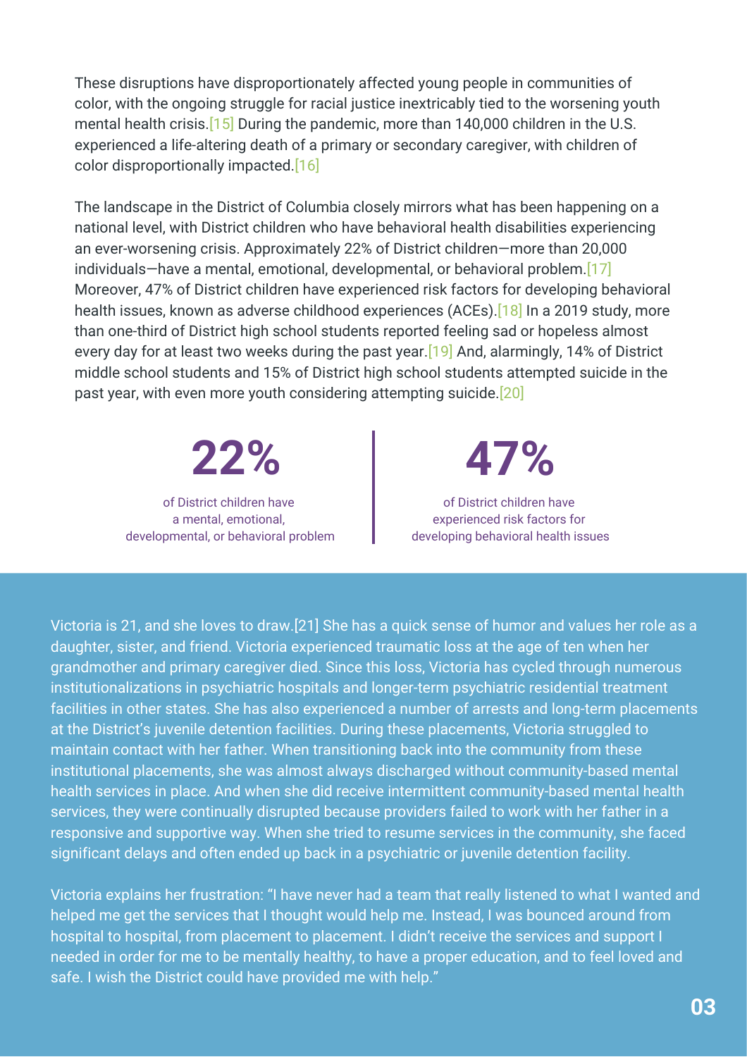These disruptions have disproportionately affected young people in communities of color, with the ongoing struggle for racial justice inextricably tied to the worsening youth mental health crisis.[15] During the pandemic, more than 140,000 children in the U.S. experienced a life-altering death of a primary or secondary caregiver, with children of color disproportionally impacted.[16]

The landscape in the District of Columbia closely mirrors what has been happening on a national level, with District children who have behavioral health disabilities experiencing an ever-worsening crisis. Approximately 22% of District children—more than 20,000 individuals—have a mental, emotional, developmental, or behavioral problem.[17] Moreover, 47% of District children have experienced risk factors for developing behavioral health issues, known as adverse childhood experiences (ACEs).[18] In a 2019 study, more than one-third of District high school students reported feeling sad or hopeless almost every day for at least two weeks during the past year.[19] And, alarmingly, 14% of District middle school students and 15% of District high school students attempted suicide in the past year, with even more youth considering attempting suicide.[20]

**22%**

of District children have a mental, emotional, developmental, or behavioral problem

**47%**

of District children have experienced risk factors for developing behavioral health issues

Victoria is 21, and she loves to draw.[21] She has a quick sense of humor and values her role as a daughter, sister, and friend. Victoria experienced traumatic loss at the age of ten when her grandmother and primary caregiver died. Since this loss, Victoria has cycled through numerous institutionalizations in psychiatric hospitals and longer-term psychiatric residential treatment facilities in other states. She has also experienced a number of arrests and long-term placements at the District's juvenile detention facilities. During these placements, Victoria struggled to maintain contact with her father. When transitioning back into the community from these institutional placements, she was almost always discharged without community-based mental health services in place. And when she did receive intermittent community-based mental health services, they were continually disrupted because providers failed to work with her father in a responsive and supportive way. When she tried to resume services in the community, she faced significant delays and often ended up back in a psychiatric or juvenile detention facility.

Victoria explains her frustration: "I have never had a team that really listened to what I wanted and helped me get the services that I thought would help me. Instead, I was bounced around from hospital to hospital, from placement to placement. I didn't receive the services and support I needed in order for me to be mentally healthy, to have a proper education, and to feel loved and safe. I wish the District could have provided me with help."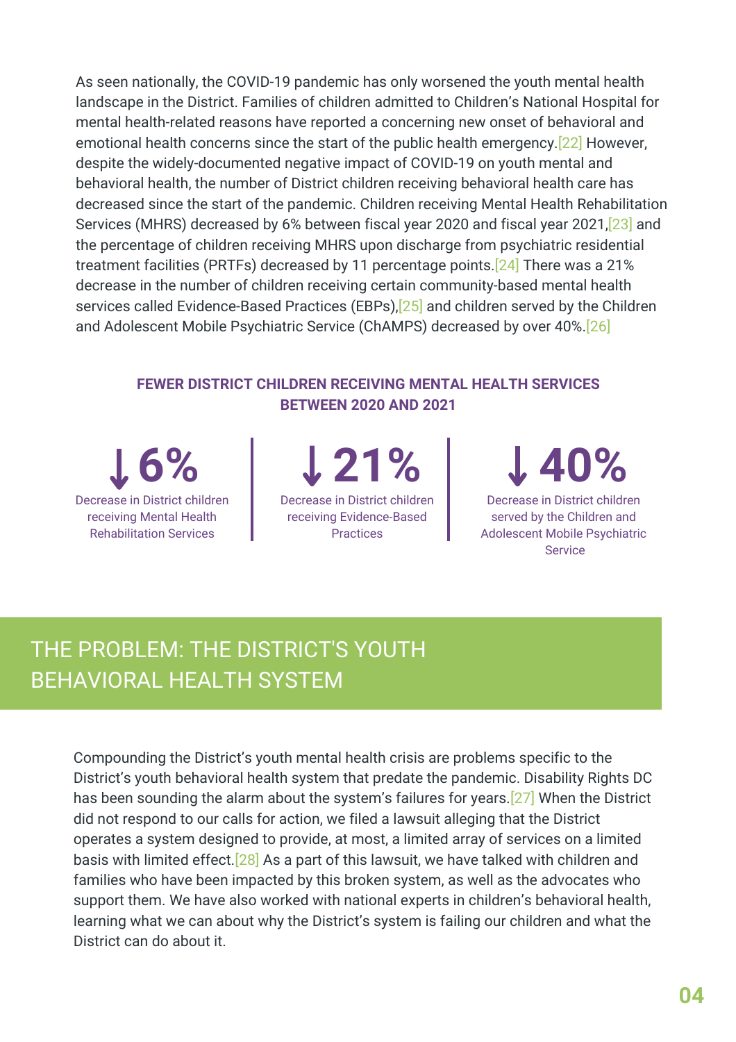As seen nationally, the COVID-19 pandemic has only worsened the youth mental health landscape in the District. Families of children admitted to Children's National Hospital for mental health-related reasons have reported a concerning new onset of behavioral and emotional health concerns since the start of the public health emergency.[22] However, despite the widely-documented negative impact of COVID-19 on youth mental and behavioral health, the number of District children receiving behavioral health care has decreased since the start of the pandemic. Children receiving Mental Health Rehabilitation Services (MHRS) decreased by 6% between fiscal year 2020 and fiscal year 2021,[23] and the percentage of children receiving MHRS upon discharge from psychiatric residential treatment facilities (PRTFs) decreased by 11 percentage points.[24] There was a 21% decrease in the number of children receiving certain community-based mental health services called Evidence-Based Practices (EBPs),[25] and children served by the Children and Adolescent Mobile Psychiatric Service (ChAMPS) decreased by over 40%.[26]

**FEWER DISTRICT CHILDREN RECEIVING MENTAL HEALTH SERVICES BETWEEN 2020 AND 2021**

**↓ 6%**
Decrease in District children receiving Mental Health Rehabilitation Services

**↓ 21%**
Decrease in District children receiving Evidence-Based Practices

**↓ 40%**
Decrease in District children served by the Children and Adolescent Mobile Psychiatric Service

## THE PROBLEM: THE DISTRICT'S YOUTH BEHAVIORAL HEALTH SYSTEM

Compounding the District's youth mental health crisis are problems specific to the District's youth behavioral health system that predate the pandemic. Disability Rights DC has been sounding the alarm about the system's failures for years.[27] When the District did not respond to our calls for action, we filed a lawsuit alleging that the District operates a system designed to provide, at most, a limited array of services on a limited basis with limited effect.[28] As a part of this lawsuit, we have talked with children and families who have been impacted by this broken system, as well as the advocates who support them. We have also worked with national experts in children's behavioral health, learning what we can about why the District's system is failing our children and what the District can do about it.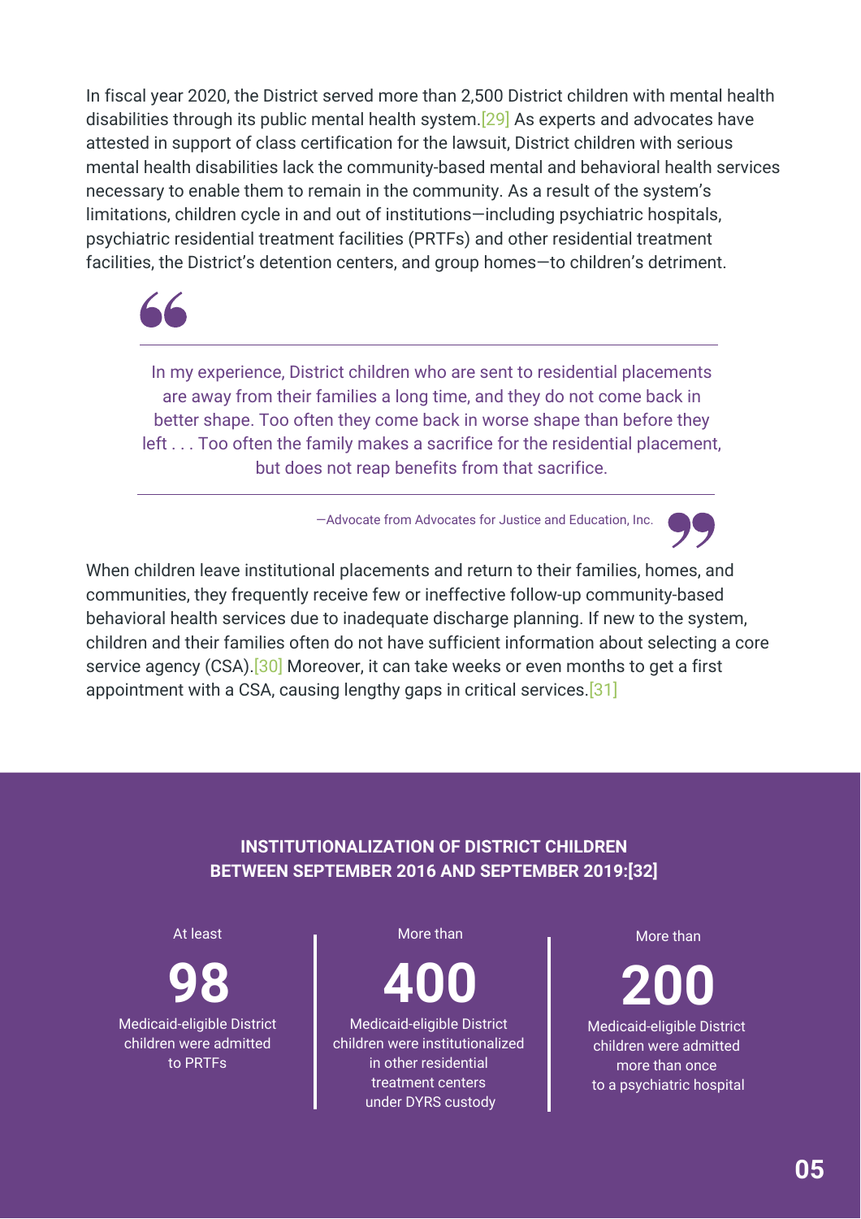In fiscal year 2020, the District served more than 2,500 District children with mental health disabilities through its public mental health system.[29] As experts and advocates have attested in support of class certification for the lawsuit, District children with serious mental health disabilities lack the community-based mental and behavioral health services necessary to enable them to remain in the community. As a result of the system's limitations, children cycle in and out of institutions—including psychiatric hospitals, psychiatric residential treatment facilities (PRTFs) and other residential treatment facilities, the District's detention centers, and group homes—to children's detriment.

> In my experience, District children who are sent to residential placements are away from their families a long time, and they do not come back in better shape. Too often they come back in worse shape than before they left . . . Too often the family makes a sacrifice for the residential placement, but does not reap benefits from that sacrifice.
>
> —Advocate from Advocates for Justice and Education, Inc.

When children leave institutional placements and return to their families, homes, and communities, they frequently receive few or ineffective follow-up community-based behavioral health services due to inadequate discharge planning. If new to the system, children and their families often do not have sufficient information about selecting a core service agency (CSA).[30] Moreover, it can take weeks or even months to get a first appointment with a CSA, causing lengthy gaps in critical services.[31]

## INSTITUTIONALIZATION OF DISTRICT CHILDREN BETWEEN SEPTEMBER 2016 AND SEPTEMBER 2019:[32]

At least **98** Medicaid-eligible District children were admitted to PRTFs

More than **400** Medicaid-eligible District children were institutionalized in other residential treatment centers under DYRS custody

More than **200** Medicaid-eligible District children were admitted more than once to a psychiatric hospital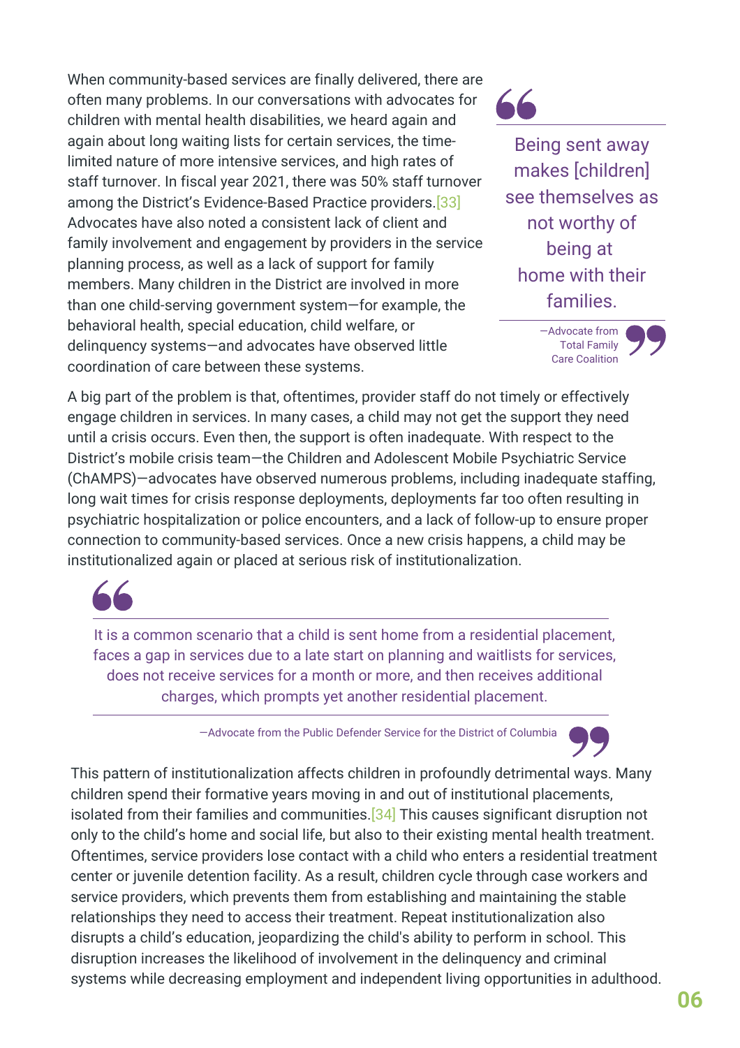When community-based services are finally delivered, there are often many problems. In our conversations with advocates for children with mental health disabilities, we heard again and again about long waiting lists for certain services, the time-limited nature of more intensive services, and high rates of staff turnover. In fiscal year 2021, there was 50% staff turnover among the District's Evidence-Based Practice providers.[33] Advocates have also noted a consistent lack of client and family involvement and engagement by providers in the service planning process, as well as a lack of support for family members. Many children in the District are involved in more than one child-serving government system—for example, the behavioral health, special education, child welfare, or delinquency systems—and advocates have observed little coordination of care between these systems.

> Being sent away makes [children] see themselves as not worthy of being at home with their families.
>
> —Advocate from Total Family Care Coalition

A big part of the problem is that, oftentimes, provider staff do not timely or effectively engage children in services. In many cases, a child may not get the support they need until a crisis occurs. Even then, the support is often inadequate. With respect to the District's mobile crisis team—the Children and Adolescent Mobile Psychiatric Service (ChAMPS)—advocates have observed numerous problems, including inadequate staffing, long wait times for crisis response deployments, deployments far too often resulting in psychiatric hospitalization or police encounters, and a lack of follow-up to ensure proper connection to community-based services. Once a new crisis happens, a child may be institutionalized again or placed at serious risk of institutionalization.

> It is a common scenario that a child is sent home from a residential placement, faces a gap in services due to a late start on planning and waitlists for services, does not receive services for a month or more, and then receives additional charges, which prompts yet another residential placement.
>
> —Advocate from the Public Defender Service for the District of Columbia

This pattern of institutionalization affects children in profoundly detrimental ways. Many children spend their formative years moving in and out of institutional placements, isolated from their families and communities.[34] This causes significant disruption not only to the child's home and social life, but also to their existing mental health treatment. Oftentimes, service providers lose contact with a child who enters a residential treatment center or juvenile detention facility. As a result, children cycle through case workers and service providers, which prevents them from establishing and maintaining the stable relationships they need to access their treatment. Repeat institutionalization also disrupts a child's education, jeopardizing the child's ability to perform in school. This disruption increases the likelihood of involvement in the delinquency and criminal systems while decreasing employment and independent living opportunities in adulthood.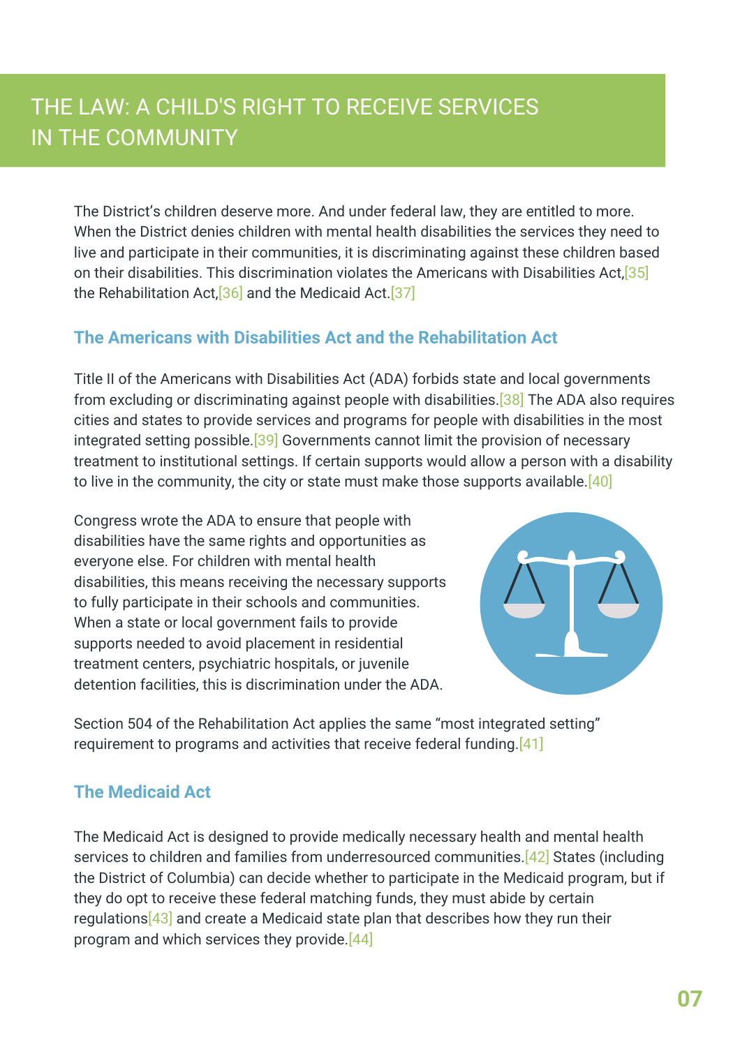# THE LAW: A CHILD'S RIGHT TO RECEIVE SERVICES IN THE COMMUNITY

The District's children deserve more. And under federal law, they are entitled to more. When the District denies children with mental health disabilities the services they need to live and participate in their communities, it is discriminating against these children based on their disabilities. This discrimination violates the Americans with Disabilities Act,[35] the Rehabilitation Act,[36] and the Medicaid Act.[37]

## The Americans with Disabilities Act and the Rehabilitation Act

Title II of the Americans with Disabilities Act (ADA) forbids state and local governments from excluding or discriminating against people with disabilities.[38] The ADA also requires cities and states to provide services and programs for people with disabilities in the most integrated setting possible.[39] Governments cannot limit the provision of necessary treatment to institutional settings. If certain supports would allow a person with a disability to live in the community, the city or state must make those supports available.[40]

Congress wrote the ADA to ensure that people with disabilities have the same rights and opportunities as everyone else. For children with mental health disabilities, this means receiving the necessary supports to fully participate in their schools and communities. When a state or local government fails to provide supports needed to avoid placement in residential treatment centers, psychiatric hospitals, or juvenile detention facilities, this is discrimination under the ADA.

Section 504 of the Rehabilitation Act applies the same "most integrated setting" requirement to programs and activities that receive federal funding.[41]

## The Medicaid Act

The Medicaid Act is designed to provide medically necessary health and mental health services to children and families from underresourced communities.[42] States (including the District of Columbia) can decide whether to participate in the Medicaid program, but if they do opt to receive these federal matching funds, they must abide by certain regulations[43] and create a Medicaid state plan that describes how they run their program and which services they provide.[44]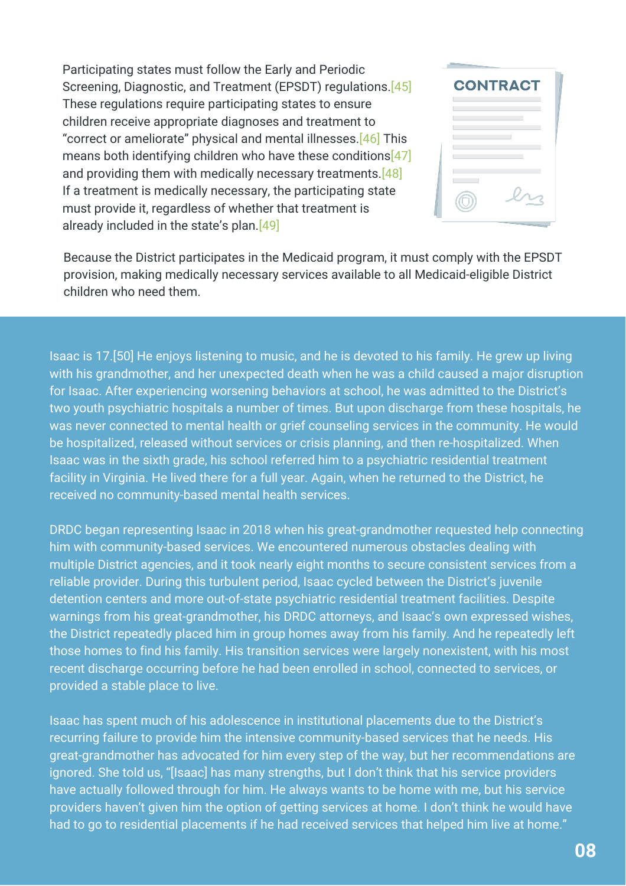Participating states must follow the Early and Periodic Screening, Diagnostic, and Treatment (EPSDT) regulations.[45] These regulations require participating states to ensure children receive appropriate diagnoses and treatment to "correct or ameliorate" physical and mental illnesses.[46] This means both identifying children who have these conditions[47] and providing them with medically necessary treatments.[48] If a treatment is medically necessary, the participating state must provide it, regardless of whether that treatment is already included in the state's plan.[49]

Because the District participates in the Medicaid program, it must comply with the EPSDT provision, making medically necessary services available to all Medicaid-eligible District children who need them.

Isaac is 17.[50] He enjoys listening to music, and he is devoted to his family. He grew up living with his grandmother, and her unexpected death when he was a child caused a major disruption for Isaac. After experiencing worsening behaviors at school, he was admitted to the District's two youth psychiatric hospitals a number of times. But upon discharge from these hospitals, he was never connected to mental health or grief counseling services in the community. He would be hospitalized, released without services or crisis planning, and then re-hospitalized. When Isaac was in the sixth grade, his school referred him to a psychiatric residential treatment facility in Virginia. He lived there for a full year. Again, when he returned to the District, he received no community-based mental health services.

DRDC began representing Isaac in 2018 when his great-grandmother requested help connecting him with community-based services. We encountered numerous obstacles dealing with multiple District agencies, and it took nearly eight months to secure consistent services from a reliable provider. During this turbulent period, Isaac cycled between the District's juvenile detention centers and more out-of-state psychiatric residential treatment facilities. Despite warnings from his great-grandmother, his DRDC attorneys, and Isaac's own expressed wishes, the District repeatedly placed him in group homes away from his family. And he repeatedly left those homes to find his family. His transition services were largely nonexistent, with his most recent discharge occurring before he had been enrolled in school, connected to services, or provided a stable place to live.

Isaac has spent much of his adolescence in institutional placements due to the District's recurring failure to provide him the intensive community-based services that he needs. His great-grandmother has advocated for him every step of the way, but her recommendations are ignored. She told us, "[Isaac] has many strengths, but I don't think that his service providers have actually followed through for him. He always wants to be home with me, but his service providers haven't given him the option of getting services at home. I don't think he would have had to go to residential placements if he had received services that helped him live at home."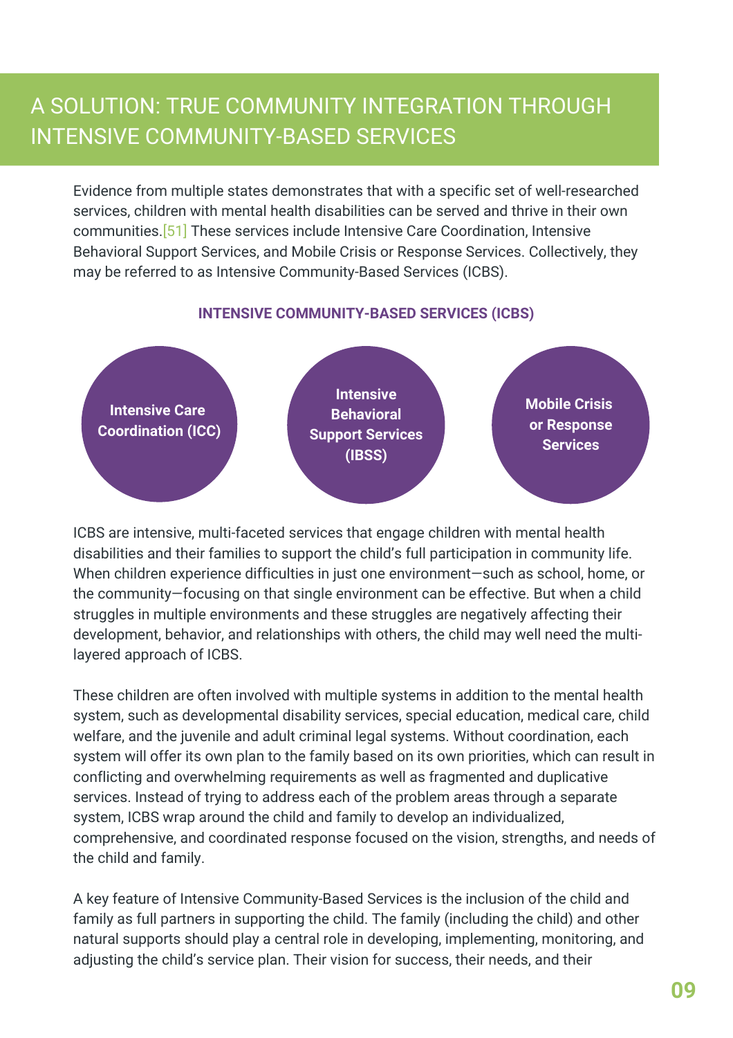# A SOLUTION: TRUE COMMUNITY INTEGRATION THROUGH INTENSIVE COMMUNITY-BASED SERVICES

Evidence from multiple states demonstrates that with a specific set of well-researched services, children with mental health disabilities can be served and thrive in their own communities.[51] These services include Intensive Care Coordination, Intensive Behavioral Support Services, and Mobile Crisis or Response Services. Collectively, they may be referred to as Intensive Community-Based Services (ICBS).

**INTENSIVE COMMUNITY-BASED SERVICES (ICBS)**

- **Intensive Care Coordination (ICC)**
- **Intensive Behavioral Support Services (IBSS)**
- **Mobile Crisis or Response Services**

ICBS are intensive, multi-faceted services that engage children with mental health disabilities and their families to support the child's full participation in community life. When children experience difficulties in just one environment—such as school, home, or the community—focusing on that single environment can be effective. But when a child struggles in multiple environments and these struggles are negatively affecting their development, behavior, and relationships with others, the child may well need the multi-layered approach of ICBS.

These children are often involved with multiple systems in addition to the mental health system, such as developmental disability services, special education, medical care, child welfare, and the juvenile and adult criminal legal systems. Without coordination, each system will offer its own plan to the family based on its own priorities, which can result in conflicting and overwhelming requirements as well as fragmented and duplicative services. Instead of trying to address each of the problem areas through a separate system, ICBS wrap around the child and family to develop an individualized, comprehensive, and coordinated response focused on the vision, strengths, and needs of the child and family.

A key feature of Intensive Community-Based Services is the inclusion of the child and family as full partners in supporting the child. The family (including the child) and other natural supports should play a central role in developing, implementing, monitoring, and adjusting the child's service plan. Their vision for success, their needs, and their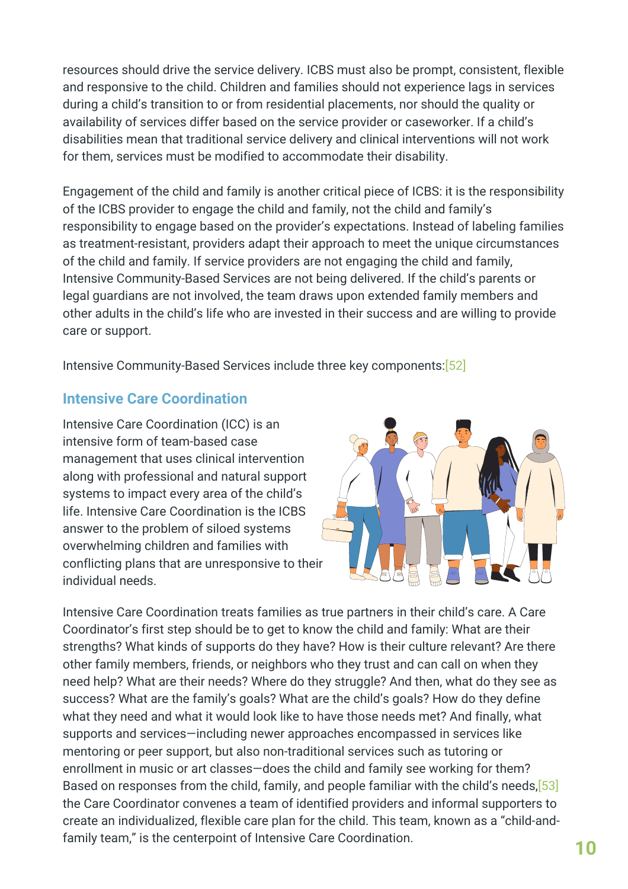resources should drive the service delivery. ICBS must also be prompt, consistent, flexible and responsive to the child. Children and families should not experience lags in services during a child's transition to or from residential placements, nor should the quality or availability of services differ based on the service provider or caseworker. If a child's disabilities mean that traditional service delivery and clinical interventions will not work for them, services must be modified to accommodate their disability.

Engagement of the child and family is another critical piece of ICBS: it is the responsibility of the ICBS provider to engage the child and family, not the child and family's responsibility to engage based on the provider's expectations. Instead of labeling families as treatment-resistant, providers adapt their approach to meet the unique circumstances of the child and family. If service providers are not engaging the child and family, Intensive Community-Based Services are not being delivered. If the child's parents or legal guardians are not involved, the team draws upon extended family members and other adults in the child's life who are invested in their success and are willing to provide care or support.

Intensive Community-Based Services include three key components:[52]

### Intensive Care Coordination

Intensive Care Coordination (ICC) is an intensive form of team-based case management that uses clinical intervention along with professional and natural support systems to impact every area of the child's life. Intensive Care Coordination is the ICBS answer to the problem of siloed systems overwhelming children and families with conflicting plans that are unresponsive to their individual needs.

Intensive Care Coordination treats families as true partners in their child's care. A Care Coordinator's first step should be to get to know the child and family: What are their strengths? What kinds of supports do they have? How is their culture relevant? Are there other family members, friends, or neighbors who they trust and can call on when they need help? What are their needs? Where do they struggle? And then, what do they see as success? What are the family's goals? What are the child's goals? How do they define what they need and what it would look like to have those needs met? And finally, what supports and services—including newer approaches encompassed in services like mentoring or peer support, but also non-traditional services such as tutoring or enrollment in music or art classes—does the child and family see working for them? Based on responses from the child, family, and people familiar with the child's needs,[53] the Care Coordinator convenes a team of identified providers and informal supporters to create an individualized, flexible care plan for the child. This team, known as a "child-and-family team," is the centerpoint of Intensive Care Coordination.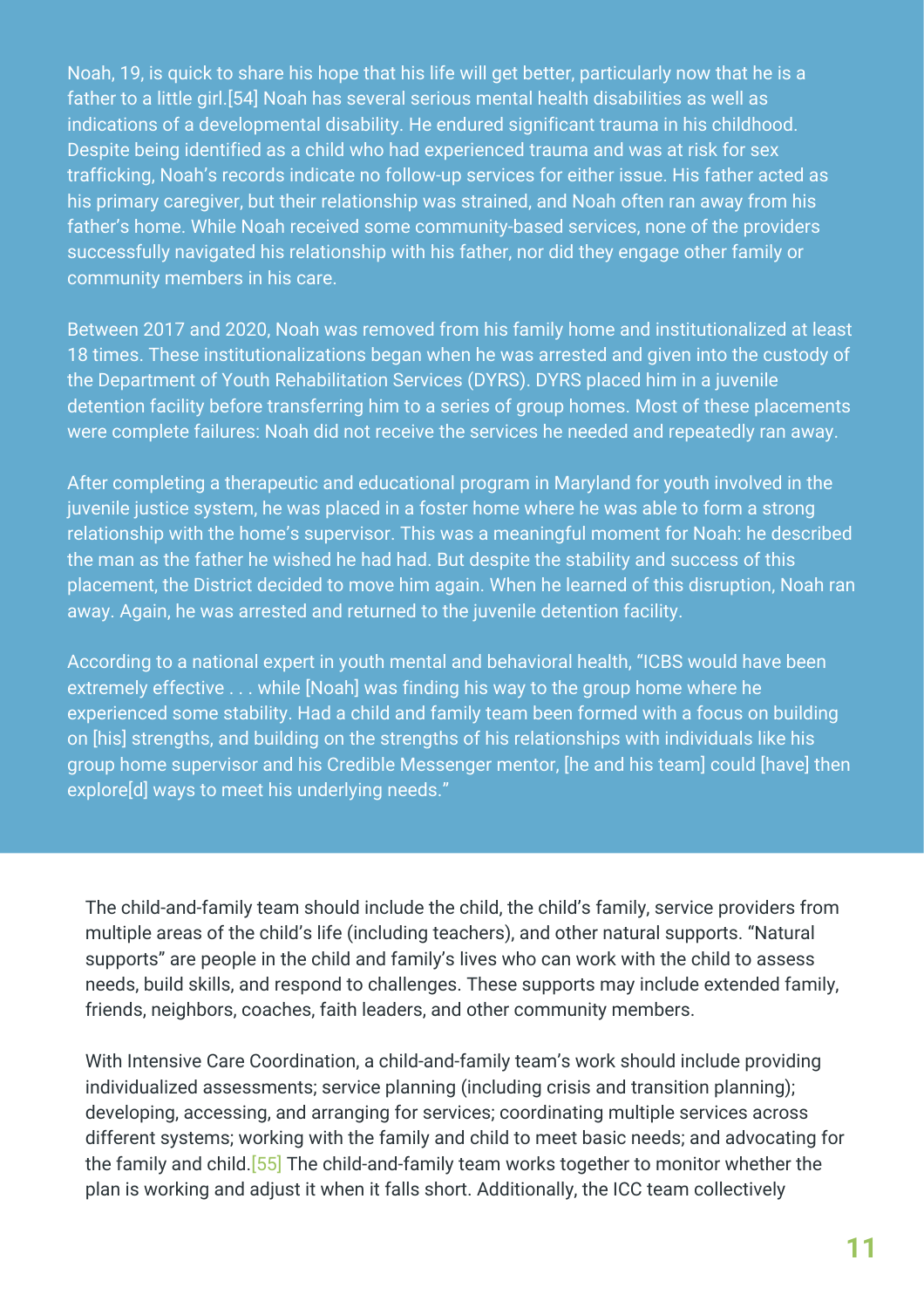Noah, 19, is quick to share his hope that his life will get better, particularly now that he is a father to a little girl.[54] Noah has several serious mental health disabilities as well as indications of a developmental disability. He endured significant trauma in his childhood. Despite being identified as a child who had experienced trauma and was at risk for sex trafficking, Noah's records indicate no follow-up services for either issue. His father acted as his primary caregiver, but their relationship was strained, and Noah often ran away from his father's home. While Noah received some community-based services, none of the providers successfully navigated his relationship with his father, nor did they engage other family or community members in his care.

Between 2017 and 2020, Noah was removed from his family home and institutionalized at least 18 times. These institutionalizations began when he was arrested and given into the custody of the Department of Youth Rehabilitation Services (DYRS). DYRS placed him in a juvenile detention facility before transferring him to a series of group homes. Most of these placements were complete failures: Noah did not receive the services he needed and repeatedly ran away.

After completing a therapeutic and educational program in Maryland for youth involved in the juvenile justice system, he was placed in a foster home where he was able to form a strong relationship with the home's supervisor. This was a meaningful moment for Noah: he described the man as the father he wished he had had. But despite the stability and success of this placement, the District decided to move him again. When he learned of this disruption, Noah ran away. Again, he was arrested and returned to the juvenile detention facility.

According to a national expert in youth mental and behavioral health, "ICBS would have been extremely effective . . . while [Noah] was finding his way to the group home where he experienced some stability. Had a child and family team been formed with a focus on building on [his] strengths, and building on the strengths of his relationships with individuals like his group home supervisor and his Credible Messenger mentor, [he and his team] could [have] then explore[d] ways to meet his underlying needs."

The child-and-family team should include the child, the child's family, service providers from multiple areas of the child's life (including teachers), and other natural supports. "Natural supports" are people in the child and family's lives who can work with the child to assess needs, build skills, and respond to challenges. These supports may include extended family, friends, neighbors, coaches, faith leaders, and other community members.

With Intensive Care Coordination, a child-and-family team's work should include providing individualized assessments; service planning (including crisis and transition planning); developing, accessing, and arranging for services; coordinating multiple services across different systems; working with the family and child to meet basic needs; and advocating for the family and child.[55] The child-and-family team works together to monitor whether the plan is working and adjust it when it falls short. Additionally, the ICC team collectively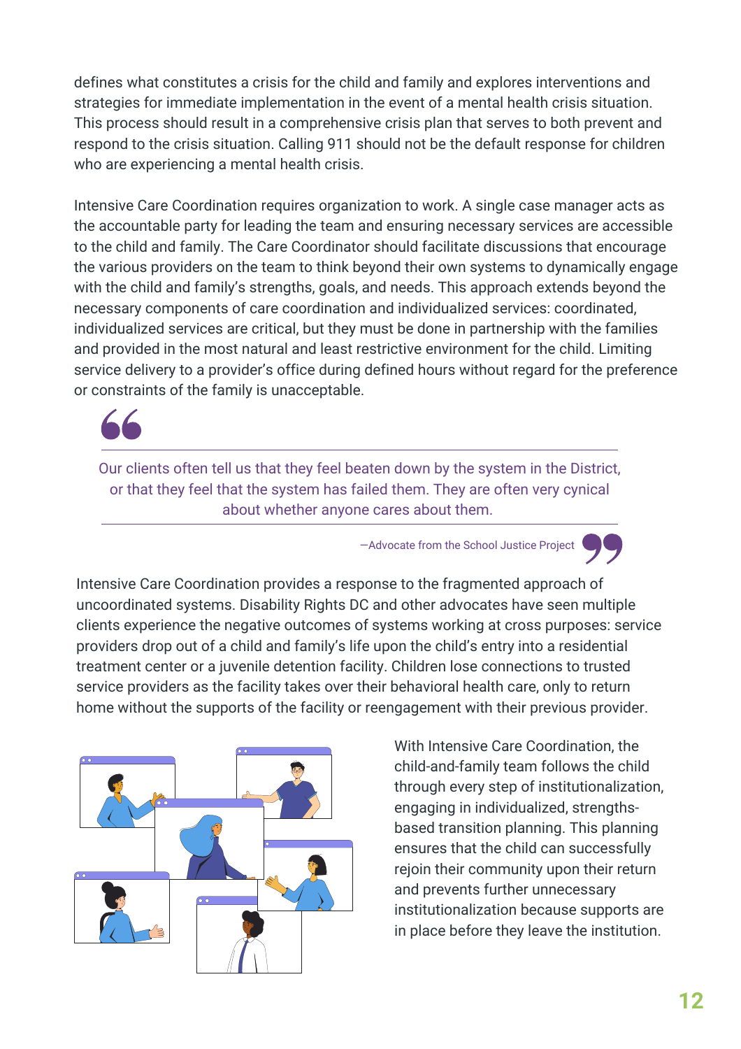defines what constitutes a crisis for the child and family and explores interventions and strategies for immediate implementation in the event of a mental health crisis situation. This process should result in a comprehensive crisis plan that serves to both prevent and respond to the crisis situation. Calling 911 should not be the default response for children who are experiencing a mental health crisis.

Intensive Care Coordination requires organization to work. A single case manager acts as the accountable party for leading the team and ensuring necessary services are accessible to the child and family. The Care Coordinator should facilitate discussions that encourage the various providers on the team to think beyond their own systems to dynamically engage with the child and family's strengths, goals, and needs. This approach extends beyond the necessary components of care coordination and individualized services: coordinated, individualized services are critical, but they must be done in partnership with the families and provided in the most natural and least restrictive environment for the child. Limiting service delivery to a provider's office during defined hours without regard for the preference or constraints of the family is unacceptable.

> Our clients often tell us that they feel beaten down by the system in the District, or that they feel that the system has failed them. They are often very cynical about whether anyone cares about them.
>
> —Advocate from the School Justice Project

Intensive Care Coordination provides a response to the fragmented approach of uncoordinated systems. Disability Rights DC and other advocates have seen multiple clients experience the negative outcomes of systems working at cross purposes: service providers drop out of a child and family's life upon the child's entry into a residential treatment center or a juvenile detention facility. Children lose connections to trusted service providers as the facility takes over their behavioral health care, only to return home without the supports of the facility or reengagement with their previous provider.

With Intensive Care Coordination, the child-and-family team follows the child through every step of institutionalization, engaging in individualized, strengths-based transition planning. This planning ensures that the child can successfully rejoin their community upon their return and prevents further unnecessary institutionalization because supports are in place before they leave the institution.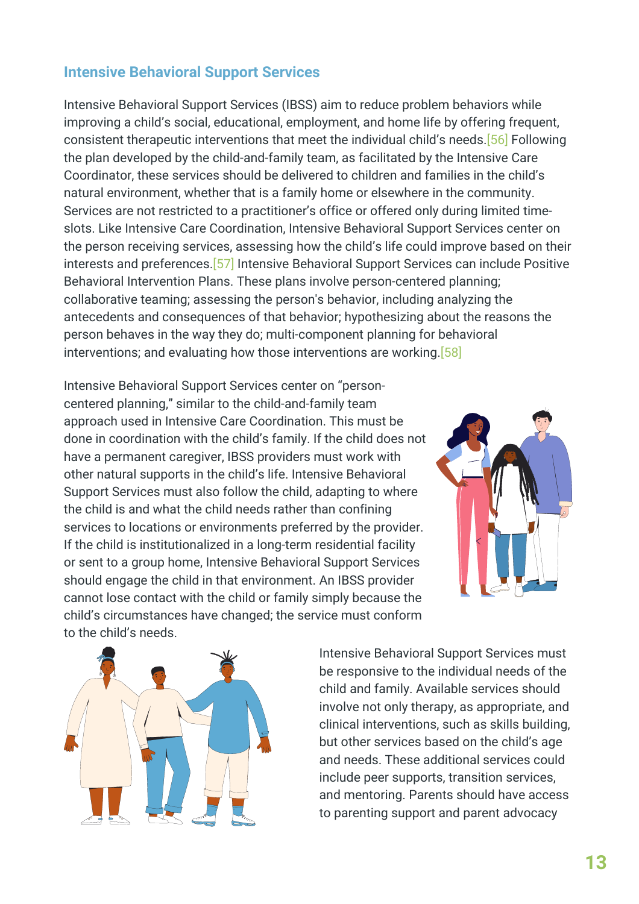## Intensive Behavioral Support Services

Intensive Behavioral Support Services (IBSS) aim to reduce problem behaviors while improving a child's social, educational, employment, and home life by offering frequent, consistent therapeutic interventions that meet the individual child's needs.[56] Following the plan developed by the child-and-family team, as facilitated by the Intensive Care Coordinator, these services should be delivered to children and families in the child's natural environment, whether that is a family home or elsewhere in the community. Services are not restricted to a practitioner's office or offered only during limited time-slots. Like Intensive Care Coordination, Intensive Behavioral Support Services center on the person receiving services, assessing how the child's life could improve based on their interests and preferences.[57] Intensive Behavioral Support Services can include Positive Behavioral Intervention Plans. These plans involve person-centered planning; collaborative teaming; assessing the person's behavior, including analyzing the antecedents and consequences of that behavior; hypothesizing about the reasons the person behaves in the way they do; multi-component planning for behavioral interventions; and evaluating how those interventions are working.[58]

Intensive Behavioral Support Services center on "person-centered planning," similar to the child-and-family team approach used in Intensive Care Coordination. This must be done in coordination with the child's family. If the child does not have a permanent caregiver, IBSS providers must work with other natural supports in the child's life. Intensive Behavioral Support Services must also follow the child, adapting to where the child is and what the child needs rather than confining services to locations or environments preferred by the provider. If the child is institutionalized in a long-term residential facility or sent to a group home, Intensive Behavioral Support Services should engage the child in that environment. An IBSS provider cannot lose contact with the child or family simply because the child's circumstances have changed; the service must conform to the child's needs.

Intensive Behavioral Support Services must be responsive to the individual needs of the child and family. Available services should involve not only therapy, as appropriate, and clinical interventions, such as skills building, but other services based on the child's age and needs. These additional services could include peer supports, transition services, and mentoring. Parents should have access to parenting support and parent advocacy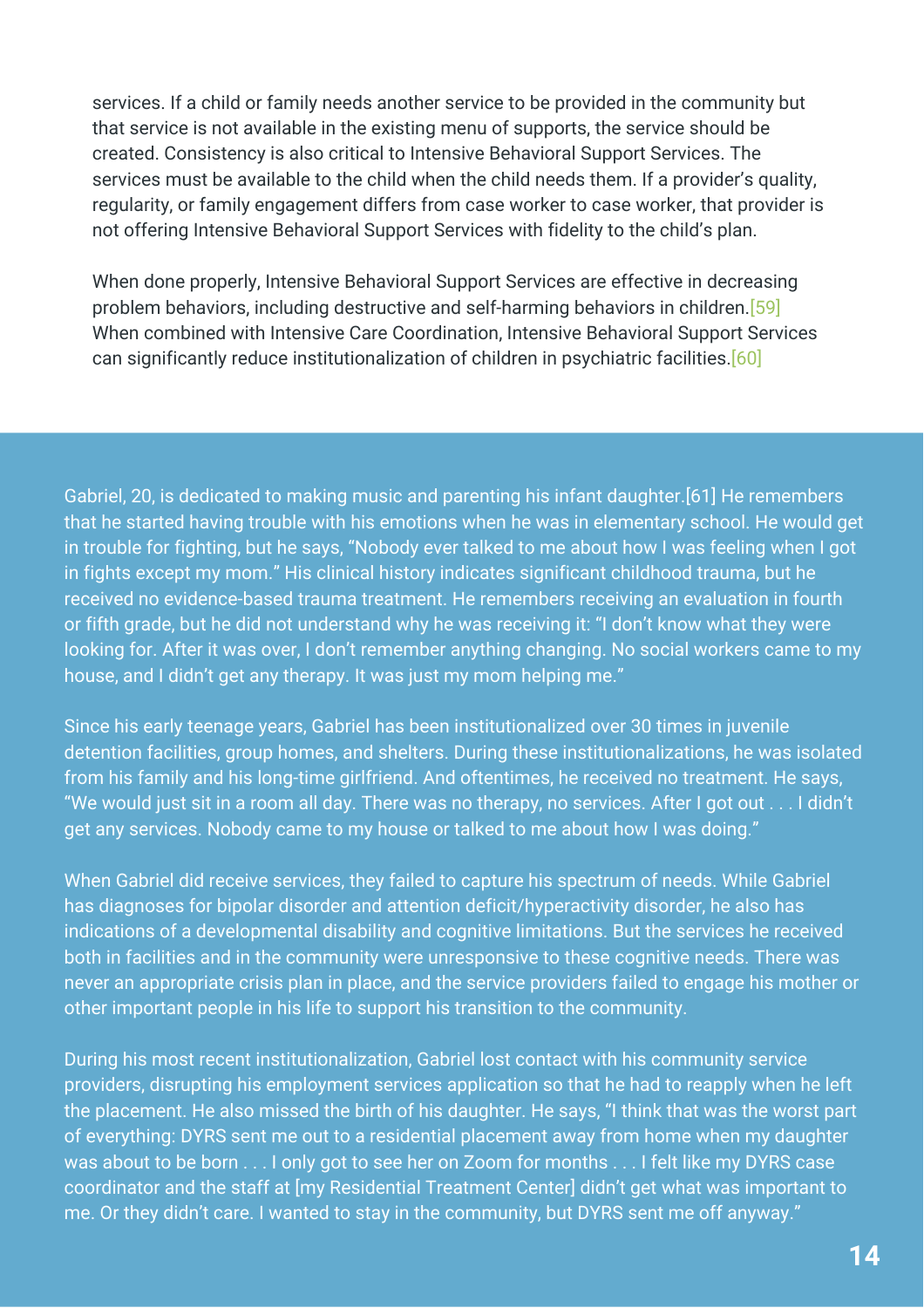services. If a child or family needs another service to be provided in the community but that service is not available in the existing menu of supports, the service should be created. Consistency is also critical to Intensive Behavioral Support Services. The services must be available to the child when the child needs them. If a provider's quality, regularity, or family engagement differs from case worker to case worker, that provider is not offering Intensive Behavioral Support Services with fidelity to the child's plan.

When done properly, Intensive Behavioral Support Services are effective in decreasing problem behaviors, including destructive and self-harming behaviors in children.[59] When combined with Intensive Care Coordination, Intensive Behavioral Support Services can significantly reduce institutionalization of children in psychiatric facilities.[60]

Gabriel, 20, is dedicated to making music and parenting his infant daughter.[61] He remembers that he started having trouble with his emotions when he was in elementary school. He would get in trouble for fighting, but he says, "Nobody ever talked to me about how I was feeling when I got in fights except my mom." His clinical history indicates significant childhood trauma, but he received no evidence-based trauma treatment. He remembers receiving an evaluation in fourth or fifth grade, but he did not understand why he was receiving it: "I don't know what they were looking for. After it was over, I don't remember anything changing. No social workers came to my house, and I didn't get any therapy. It was just my mom helping me."

Since his early teenage years, Gabriel has been institutionalized over 30 times in juvenile detention facilities, group homes, and shelters. During these institutionalizations, he was isolated from his family and his long-time girlfriend. And oftentimes, he received no treatment. He says, "We would just sit in a room all day. There was no therapy, no services. After I got out . . . I didn't get any services. Nobody came to my house or talked to me about how I was doing."

When Gabriel did receive services, they failed to capture his spectrum of needs. While Gabriel has diagnoses for bipolar disorder and attention deficit/hyperactivity disorder, he also has indications of a developmental disability and cognitive limitations. But the services he received both in facilities and in the community were unresponsive to these cognitive needs. There was never an appropriate crisis plan in place, and the service providers failed to engage his mother or other important people in his life to support his transition to the community.

During his most recent institutionalization, Gabriel lost contact with his community service providers, disrupting his employment services application so that he had to reapply when he left the placement. He also missed the birth of his daughter. He says, "I think that was the worst part of everything: DYRS sent me out to a residential placement away from home when my daughter was about to be born . . . I only got to see her on Zoom for months . . . I felt like my DYRS case coordinator and the staff at [my Residential Treatment Center] didn't get what was important to me. Or they didn't care. I wanted to stay in the community, but DYRS sent me off anyway."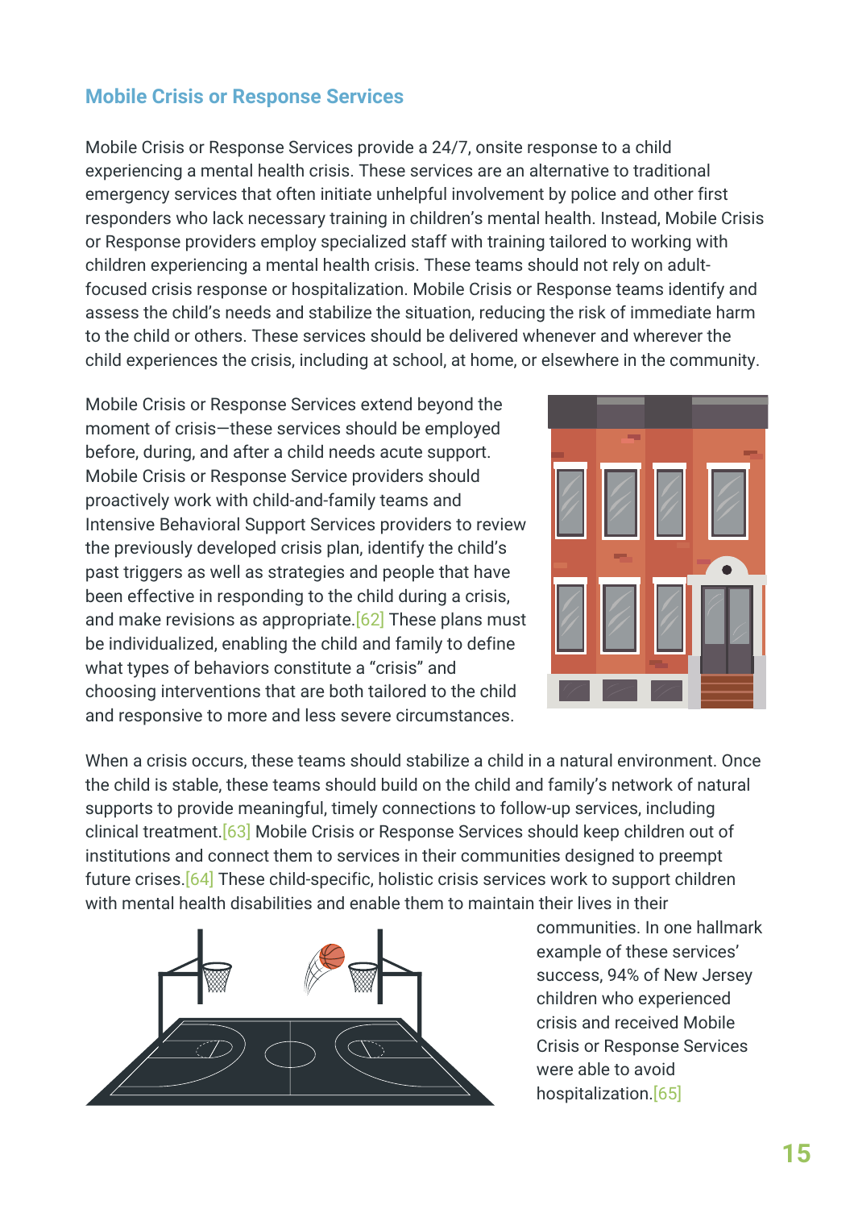## Mobile Crisis or Response Services

Mobile Crisis or Response Services provide a 24/7, onsite response to a child experiencing a mental health crisis. These services are an alternative to traditional emergency services that often initiate unhelpful involvement by police and other first responders who lack necessary training in children's mental health. Instead, Mobile Crisis or Response providers employ specialized staff with training tailored to working with children experiencing a mental health crisis. These teams should not rely on adult-focused crisis response or hospitalization. Mobile Crisis or Response teams identify and assess the child's needs and stabilize the situation, reducing the risk of immediate harm to the child or others. These services should be delivered whenever and wherever the child experiences the crisis, including at school, at home, or elsewhere in the community.

Mobile Crisis or Response Services extend beyond the moment of crisis—these services should be employed before, during, and after a child needs acute support. Mobile Crisis or Response Service providers should proactively work with child-and-family teams and Intensive Behavioral Support Services providers to review the previously developed crisis plan, identify the child's past triggers as well as strategies and people that have been effective in responding to the child during a crisis, and make revisions as appropriate.[62] These plans must be individualized, enabling the child and family to define what types of behaviors constitute a "crisis" and choosing interventions that are both tailored to the child and responsive to more and less severe circumstances.

When a crisis occurs, these teams should stabilize a child in a natural environment. Once the child is stable, these teams should build on the child and family's network of natural supports to provide meaningful, timely connections to follow-up services, including clinical treatment.[63] Mobile Crisis or Response Services should keep children out of institutions and connect them to services in their communities designed to preempt future crises.[64] These child-specific, holistic crisis services work to support children with mental health disabilities and enable them to maintain their lives in their communities. In one hallmark example of these services' success, 94% of New Jersey children who experienced crisis and received Mobile Crisis or Response Services were able to avoid hospitalization.[65]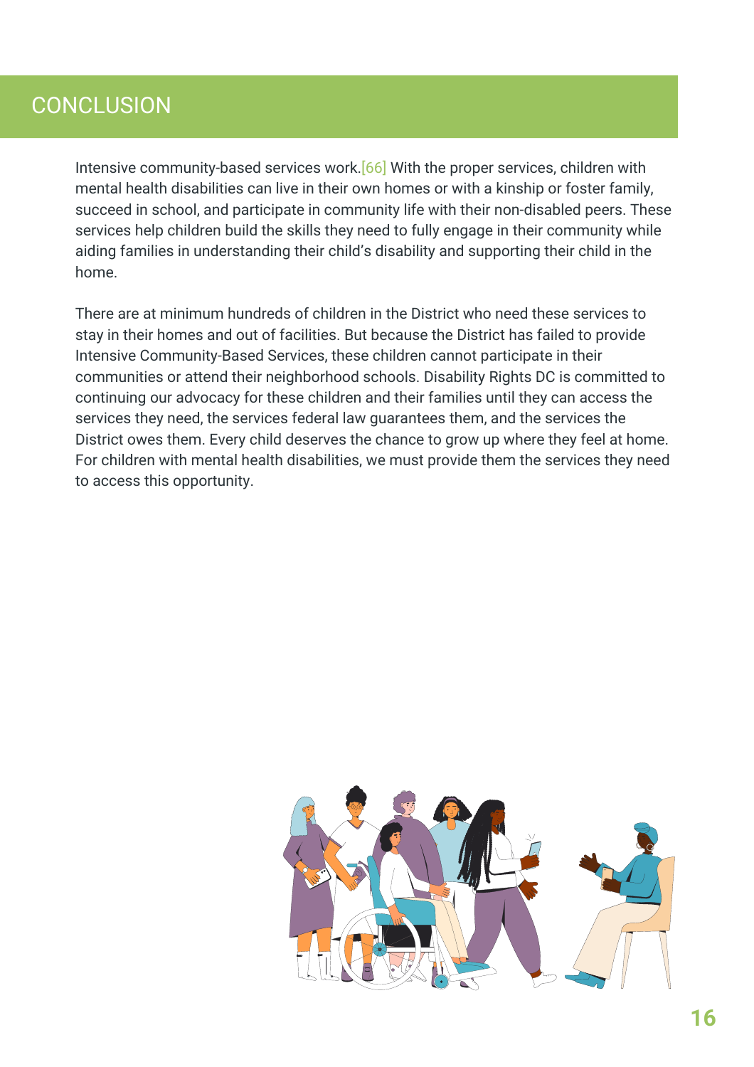# CONCLUSION

Intensive community-based services work.[66] With the proper services, children with mental health disabilities can live in their own homes or with a kinship or foster family, succeed in school, and participate in community life with their non-disabled peers. These services help children build the skills they need to fully engage in their community while aiding families in understanding their child's disability and supporting their child in the home.

There are at minimum hundreds of children in the District who need these services to stay in their homes and out of facilities. But because the District has failed to provide Intensive Community-Based Services, these children cannot participate in their communities or attend their neighborhood schools. Disability Rights DC is committed to continuing our advocacy for these children and their families until they can access the services they need, the services federal law guarantees them, and the services the District owes them. Every child deserves the chance to grow up where they feel at home. For children with mental health disabilities, we must provide them the services they need to access this opportunity.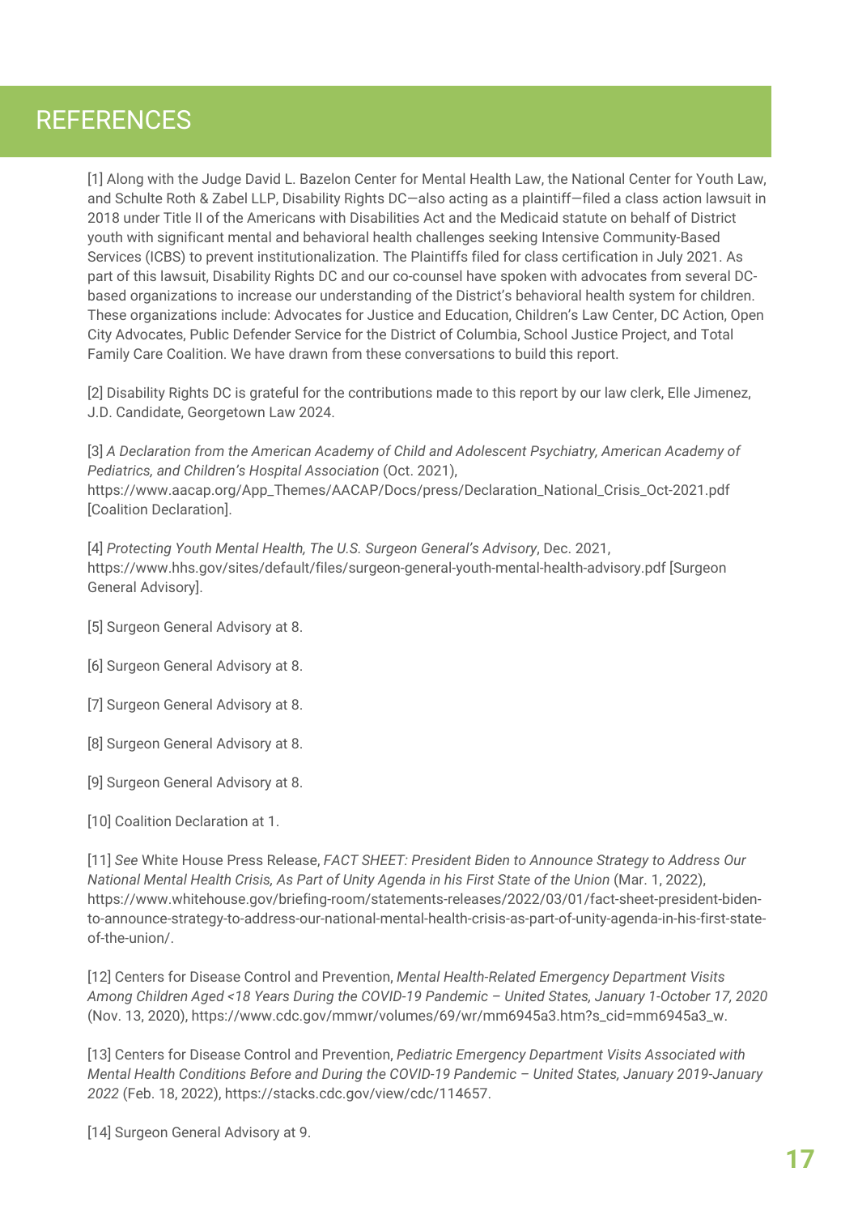# REFERENCES

[1] Along with the Judge David L. Bazelon Center for Mental Health Law, the National Center for Youth Law, and Schulte Roth & Zabel LLP, Disability Rights DC—also acting as a plaintiff—filed a class action lawsuit in 2018 under Title II of the Americans with Disabilities Act and the Medicaid statute on behalf of District youth with significant mental and behavioral health challenges seeking Intensive Community-Based Services (ICBS) to prevent institutionalization. The Plaintiffs filed for class certification in July 2021. As part of this lawsuit, Disability Rights DC and our co-counsel have spoken with advocates from several DC-based organizations to increase our understanding of the District's behavioral health system for children. These organizations include: Advocates for Justice and Education, Children's Law Center, DC Action, Open City Advocates, Public Defender Service for the District of Columbia, School Justice Project, and Total Family Care Coalition. We have drawn from these conversations to build this report.

[2] Disability Rights DC is grateful for the contributions made to this report by our law clerk, Elle Jimenez, J.D. Candidate, Georgetown Law 2024.

[3] *A Declaration from the American Academy of Child and Adolescent Psychiatry, American Academy of Pediatrics, and Children's Hospital Association* (Oct. 2021), https://www.aacap.org/App_Themes/AACAP/Docs/press/Declaration_National_Crisis_Oct-2021.pdf [Coalition Declaration].

[4] *Protecting Youth Mental Health, The U.S. Surgeon General's Advisory*, Dec. 2021, https://www.hhs.gov/sites/default/files/surgeon-general-youth-mental-health-advisory.pdf [Surgeon General Advisory].

[5] Surgeon General Advisory at 8.

[6] Surgeon General Advisory at 8.

[7] Surgeon General Advisory at 8.

[8] Surgeon General Advisory at 8.

[9] Surgeon General Advisory at 8.

[10] Coalition Declaration at 1.

[11] *See* White House Press Release, *FACT SHEET: President Biden to Announce Strategy to Address Our National Mental Health Crisis, As Part of Unity Agenda in his First State of the Union* (Mar. 1, 2022), https://www.whitehouse.gov/briefing-room/statements-releases/2022/03/01/fact-sheet-president-biden-to-announce-strategy-to-address-our-national-mental-health-crisis-as-part-of-unity-agenda-in-his-first-state-of-the-union/.

[12] Centers for Disease Control and Prevention, *Mental Health-Related Emergency Department Visits Among Children Aged <18 Years During the COVID-19 Pandemic – United States, January 1-October 17, 2020* (Nov. 13, 2020), https://www.cdc.gov/mmwr/volumes/69/wr/mm6945a3.htm?s_cid=mm6945a3_w.

[13] Centers for Disease Control and Prevention, *Pediatric Emergency Department Visits Associated with Mental Health Conditions Before and During the COVID-19 Pandemic – United States, January 2019-January 2022* (Feb. 18, 2022), https://stacks.cdc.gov/view/cdc/114657.

[14] Surgeon General Advisory at 9.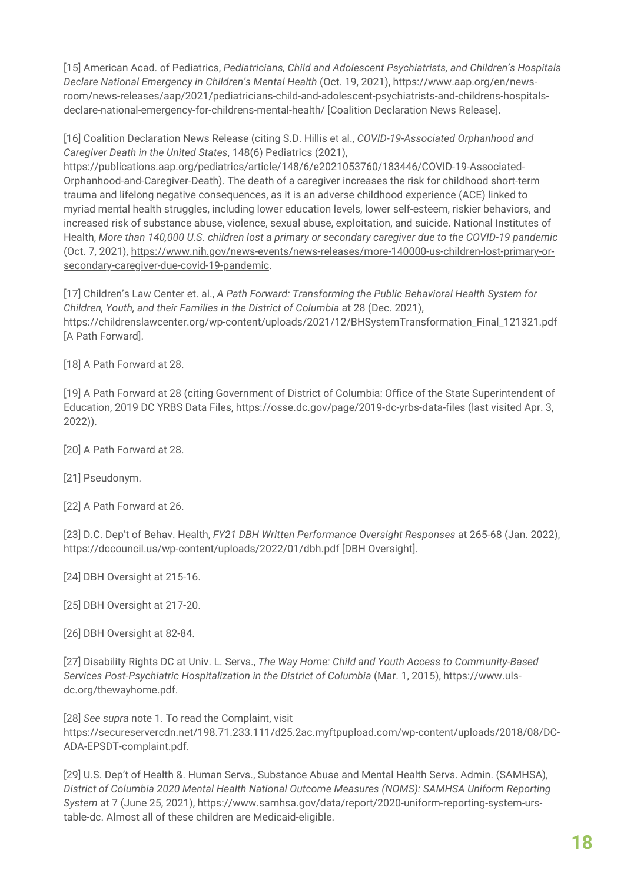[15] American Acad. of Pediatrics, *Pediatricians, Child and Adolescent Psychiatrists, and Children's Hospitals Declare National Emergency in Children's Mental Health* (Oct. 19, 2021), https://www.aap.org/en/news-room/news-releases/aap/2021/pediatricians-child-and-adolescent-psychiatrists-and-childrens-hospitals-declare-national-emergency-for-childrens-mental-health/ [Coalition Declaration News Release].

[16] Coalition Declaration News Release (citing S.D. Hillis et al., *COVID-19-Associated Orphanhood and Caregiver Death in the United States*, 148(6) Pediatrics (2021), https://publications.aap.org/pediatrics/article/148/6/e2021053760/183446/COVID-19-Associated-Orphanhood-and-Caregiver-Death). The death of a caregiver increases the risk for childhood short-term trauma and lifelong negative consequences, as it is an adverse childhood experience (ACE) linked to myriad mental health struggles, including lower education levels, lower self-esteem, riskier behaviors, and increased risk of substance abuse, violence, sexual abuse, exploitation, and suicide. National Institutes of Health, *More than 140,000 U.S. children lost a primary or secondary caregiver due to the COVID-19 pandemic* (Oct. 7, 2021), https://www.nih.gov/news-events/news-releases/more-140000-us-children-lost-primary-or-secondary-caregiver-due-covid-19-pandemic.

[17] Children's Law Center et. al., *A Path Forward: Transforming the Public Behavioral Health System for Children, Youth, and their Families in the District of Columbia* at 28 (Dec. 2021), https://childrenslawcenter.org/wp-content/uploads/2021/12/BHSystemTransformation_Final_121321.pdf [A Path Forward].

[18] A Path Forward at 28.

[19] A Path Forward at 28 (citing Government of District of Columbia: Office of the State Superintendent of Education, 2019 DC YRBS Data Files, https://osse.dc.gov/page/2019-dc-yrbs-data-files (last visited Apr. 3, 2022)).

[20] A Path Forward at 28.

[21] Pseudonym.

[22] A Path Forward at 26.

[23] D.C. Dep't of Behav. Health, *FY21 DBH Written Performance Oversight Responses* at 265-68 (Jan. 2022), https://dccouncil.us/wp-content/uploads/2022/01/dbh.pdf [DBH Oversight].

[24] DBH Oversight at 215-16.

[25] DBH Oversight at 217-20.

[26] DBH Oversight at 82-84.

[27] Disability Rights DC at Univ. L. Servs., *The Way Home: Child and Youth Access to Community-Based Services Post-Psychiatric Hospitalization in the District of Columbia* (Mar. 1, 2015), https://www.uls-dc.org/thewayhome.pdf.

[28] *See supra* note 1. To read the Complaint, visit https://secureservercdn.net/198.71.233.111/d25.2ac.myftpupload.com/wp-content/uploads/2018/08/DC-ADA-EPSDT-complaint.pdf.

[29] U.S. Dep't of Health &. Human Servs., Substance Abuse and Mental Health Servs. Admin. (SAMHSA), *District of Columbia 2020 Mental Health National Outcome Measures (NOMS): SAMHSA Uniform Reporting System* at 7 (June 25, 2021), https://www.samhsa.gov/data/report/2020-uniform-reporting-system-urs-table-dc. Almost all of these children are Medicaid-eligible.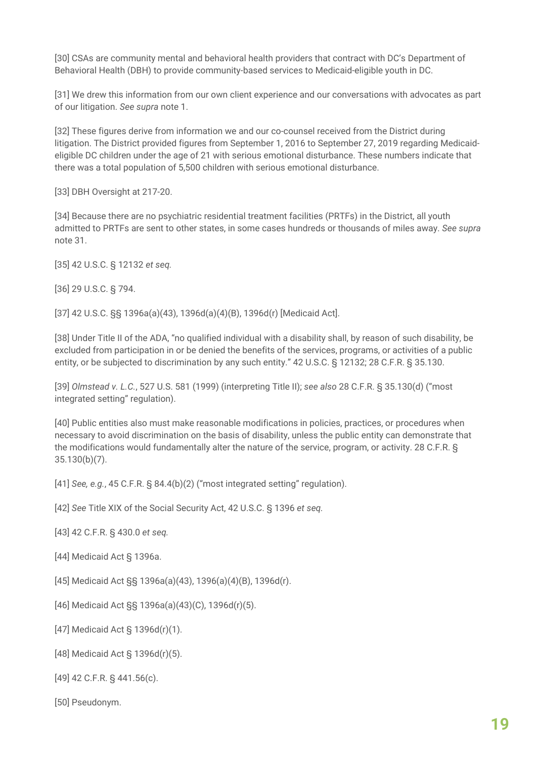[30] CSAs are community mental and behavioral health providers that contract with DC's Department of Behavioral Health (DBH) to provide community-based services to Medicaid-eligible youth in DC.

[31] We drew this information from our own client experience and our conversations with advocates as part of our litigation. *See supra* note 1.

[32] These figures derive from information we and our co-counsel received from the District during litigation. The District provided figures from September 1, 2016 to September 27, 2019 regarding Medicaid-eligible DC children under the age of 21 with serious emotional disturbance. These numbers indicate that there was a total population of 5,500 children with serious emotional disturbance.

[33] DBH Oversight at 217-20.

[34] Because there are no psychiatric residential treatment facilities (PRTFs) in the District, all youth admitted to PRTFs are sent to other states, in some cases hundreds or thousands of miles away. *See supra* note 31.

[35] 42 U.S.C. § 12132 *et seq.*

[36] 29 U.S.C. § 794.

[37] 42 U.S.C. §§ 1396a(a)(43), 1396d(a)(4)(B), 1396d(r) [Medicaid Act].

[38] Under Title II of the ADA, "no qualified individual with a disability shall, by reason of such disability, be excluded from participation in or be denied the benefits of the services, programs, or activities of a public entity, or be subjected to discrimination by any such entity." 42 U.S.C. § 12132; 28 C.F.R. § 35.130.

[39] *Olmstead v. L.C.*, 527 U.S. 581 (1999) (interpreting Title II); *see also* 28 C.F.R. § 35.130(d) ("most integrated setting" regulation).

[40] Public entities also must make reasonable modifications in policies, practices, or procedures when necessary to avoid discrimination on the basis of disability, unless the public entity can demonstrate that the modifications would fundamentally alter the nature of the service, program, or activity. 28 C.F.R. § 35.130(b)(7).

[41] *See, e.g.*, 45 C.F.R. § 84.4(b)(2) ("most integrated setting" regulation).

[42] *See* Title XIX of the Social Security Act, 42 U.S.C. § 1396 *et seq.*

[43] 42 C.F.R. § 430.0 *et seq.*

[44] Medicaid Act § 1396a.

[45] Medicaid Act §§ 1396a(a)(43), 1396(a)(4)(B), 1396d(r).

[46] Medicaid Act §§ 1396a(a)(43)(C), 1396d(r)(5).

[47] Medicaid Act § 1396d(r)(1).

[48] Medicaid Act § 1396d(r)(5).

[49] 42 C.F.R. § 441.56(c).

[50] Pseudonym.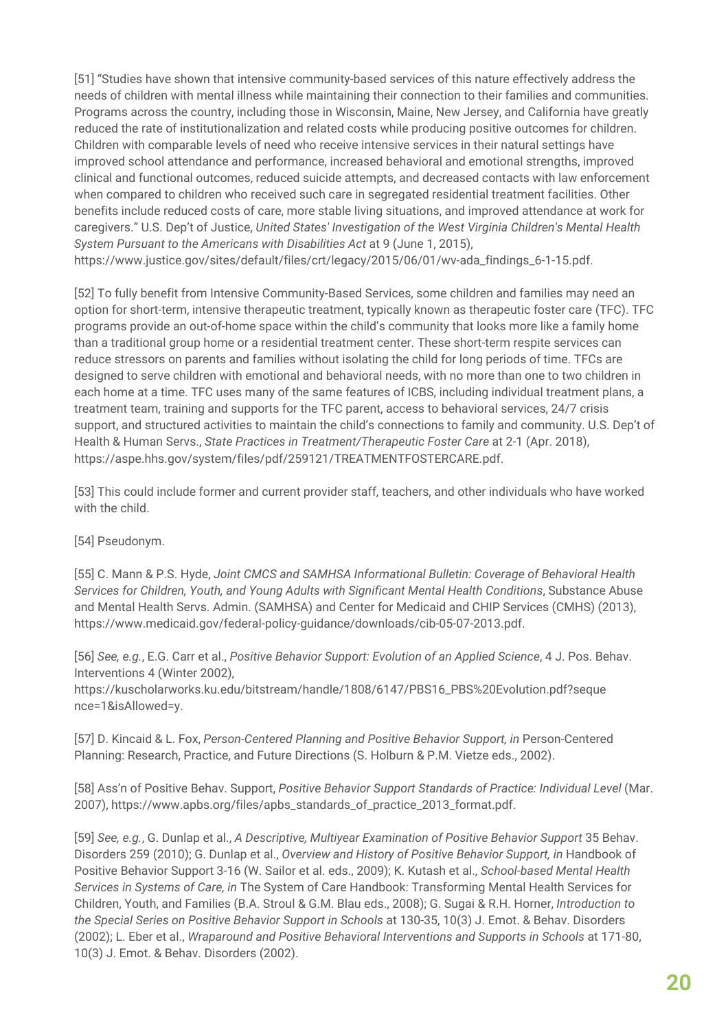[51] "Studies have shown that intensive community-based services of this nature effectively address the needs of children with mental illness while maintaining their connection to their families and communities. Programs across the country, including those in Wisconsin, Maine, New Jersey, and California have greatly reduced the rate of institutionalization and related costs while producing positive outcomes for children. Children with comparable levels of need who receive intensive services in their natural settings have improved school attendance and performance, increased behavioral and emotional strengths, improved clinical and functional outcomes, reduced suicide attempts, and decreased contacts with law enforcement when compared to children who received such care in segregated residential treatment facilities. Other benefits include reduced costs of care, more stable living situations, and improved attendance at work for caregivers." U.S. Dep't of Justice, *United States' Investigation of the West Virginia Children's Mental Health System Pursuant to the Americans with Disabilities Act* at 9 (June 1, 2015), https://www.justice.gov/sites/default/files/crt/legacy/2015/06/01/wv-ada_findings_6-1-15.pdf.

[52] To fully benefit from Intensive Community-Based Services, some children and families may need an option for short-term, intensive therapeutic treatment, typically known as therapeutic foster care (TFC). TFC programs provide an out-of-home space within the child's community that looks more like a family home than a traditional group home or a residential treatment center. These short-term respite services can reduce stressors on parents and families without isolating the child for long periods of time. TFCs are designed to serve children with emotional and behavioral needs, with no more than one to two children in each home at a time. TFC uses many of the same features of ICBS, including individual treatment plans, a treatment team, training and supports for the TFC parent, access to behavioral services, 24/7 crisis support, and structured activities to maintain the child's connections to family and community. U.S. Dep't of Health & Human Servs., *State Practices in Treatment/Therapeutic Foster Care* at 2-1 (Apr. 2018), https://aspe.hhs.gov/system/files/pdf/259121/TREATMENTFOSTERCARE.pdf.

[53] This could include former and current provider staff, teachers, and other individuals who have worked with the child.

[54] Pseudonym.

[55] C. Mann & P.S. Hyde, *Joint CMCS and SAMHSA Informational Bulletin: Coverage of Behavioral Health Services for Children, Youth, and Young Adults with Significant Mental Health Conditions*, Substance Abuse and Mental Health Servs. Admin. (SAMHSA) and Center for Medicaid and CHIP Services (CMHS) (2013), https://www.medicaid.gov/federal-policy-guidance/downloads/cib-05-07-2013.pdf.

[56] *See, e.g.*, E.G. Carr et al., *Positive Behavior Support: Evolution of an Applied Science*, 4 J. Pos. Behav. Interventions 4 (Winter 2002), https://kuscholarworks.ku.edu/bitstream/handle/1808/6147/PBS16_PBS%20Evolution.pdf?sequence=1&isAllowed=y.

[57] D. Kincaid & L. Fox, *Person-Centered Planning and Positive Behavior Support, in* Person-Centered Planning: Research, Practice, and Future Directions (S. Holburn & P.M. Vietze eds., 2002).

[58] Ass'n of Positive Behav. Support, *Positive Behavior Support Standards of Practice: Individual Level* (Mar. 2007), https://www.apbs.org/files/apbs_standards_of_practice_2013_format.pdf.

[59] *See, e.g.*, G. Dunlap et al., *A Descriptive, Multiyear Examination of Positive Behavior Support* 35 Behav. Disorders 259 (2010); G. Dunlap et al., *Overview and History of Positive Behavior Support, in* Handbook of Positive Behavior Support 3-16 (W. Sailor et al. eds., 2009); K. Kutash et al., *School-based Mental Health Services in Systems of Care, in* The System of Care Handbook: Transforming Mental Health Services for Children, Youth, and Families (B.A. Stroul & G.M. Blau eds., 2008); G. Sugai & R.H. Horner, *Introduction to the Special Series on Positive Behavior Support in Schools* at 130-35, 10(3) J. Emot. & Behav. Disorders (2002); L. Eber et al., *Wraparound and Positive Behavioral Interventions and Supports in Schools* at 171-80, 10(3) J. Emot. & Behav. Disorders (2002).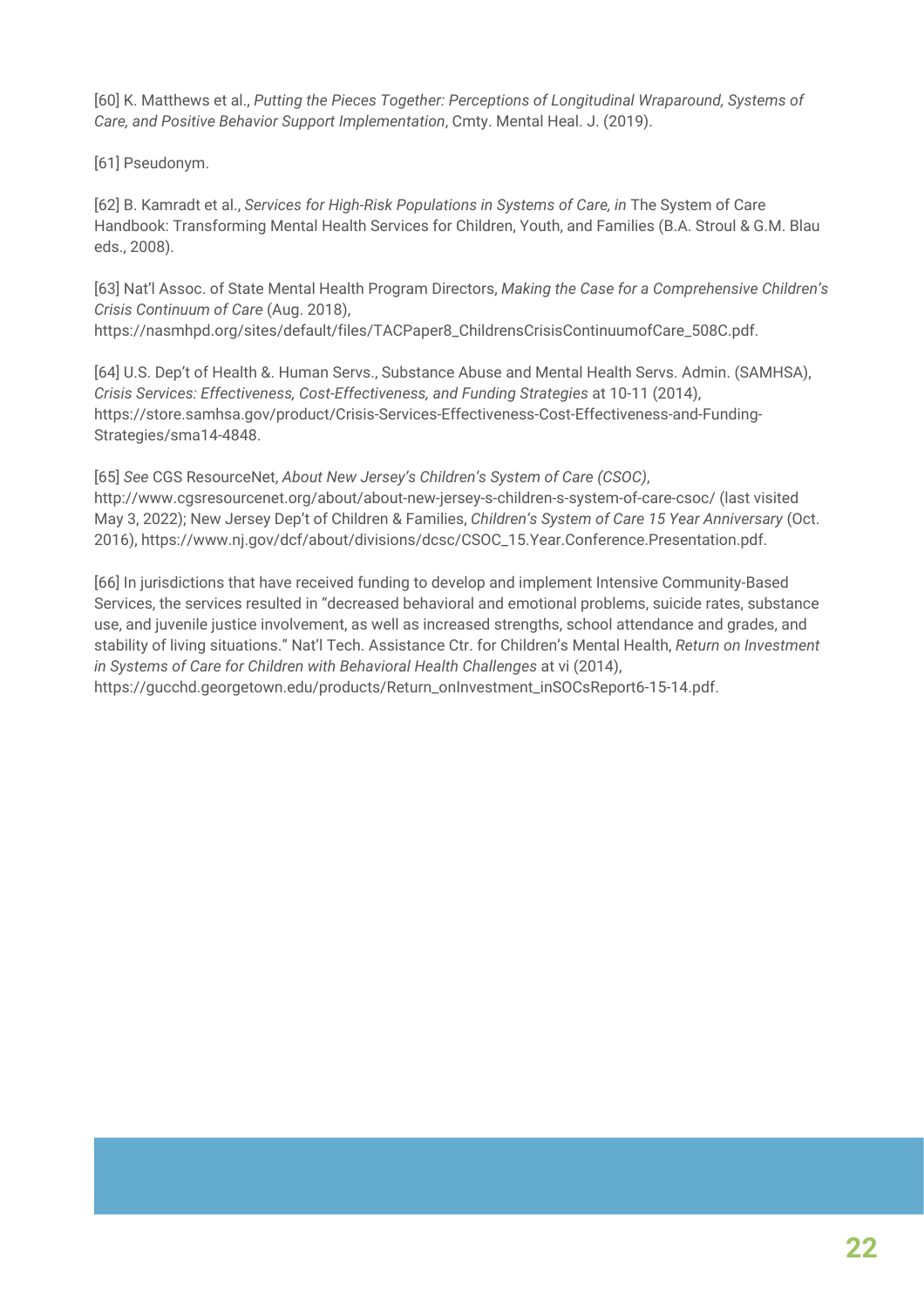[60] K. Matthews et al., *Putting the Pieces Together: Perceptions of Longitudinal Wraparound, Systems of Care, and Positive Behavior Support Implementation*, Cmty. Mental Heal. J. (2019).

[61] Pseudonym.

[62] B. Kamradt et al., *Services for High-Risk Populations in Systems of Care, in* The System of Care Handbook: Transforming Mental Health Services for Children, Youth, and Families (B.A. Stroul & G.M. Blau eds., 2008).

[63] Nat'l Assoc. of State Mental Health Program Directors, *Making the Case for a Comprehensive Children's Crisis Continuum of Care* (Aug. 2018), https://nasmhpd.org/sites/default/files/TACPaper8_ChildrensCrisisContinuumofCare_508C.pdf.

[64] U.S. Dep't of Health &. Human Servs., Substance Abuse and Mental Health Servs. Admin. (SAMHSA), *Crisis Services: Effectiveness, Cost-Effectiveness, and Funding Strategies* at 10-11 (2014), https://store.samhsa.gov/product/Crisis-Services-Effectiveness-Cost-Effectiveness-and-Funding-Strategies/sma14-4848.

[65] *See* CGS ResourceNet, *About New Jersey's Children's System of Care (CSOC)*, http://www.cgsresourcenet.org/about/about-new-jersey-s-children-s-system-of-care-csoc/ (last visited May 3, 2022); New Jersey Dep't of Children & Families, *Children's System of Care 15 Year Anniversary* (Oct. 2016), https://www.nj.gov/dcf/about/divisions/dcsc/CSOC_15.Year.Conference.Presentation.pdf.

[66] In jurisdictions that have received funding to develop and implement Intensive Community-Based Services, the services resulted in "decreased behavioral and emotional problems, suicide rates, substance use, and juvenile justice involvement, as well as increased strengths, school attendance and grades, and stability of living situations." Nat'l Tech. Assistance Ctr. for Children's Mental Health, *Return on Investment in Systems of Care for Children with Behavioral Health Challenges* at vi (2014), https://gucchd.georgetown.edu/products/Return_onInvestment_inSOCsReport6-15-14.pdf.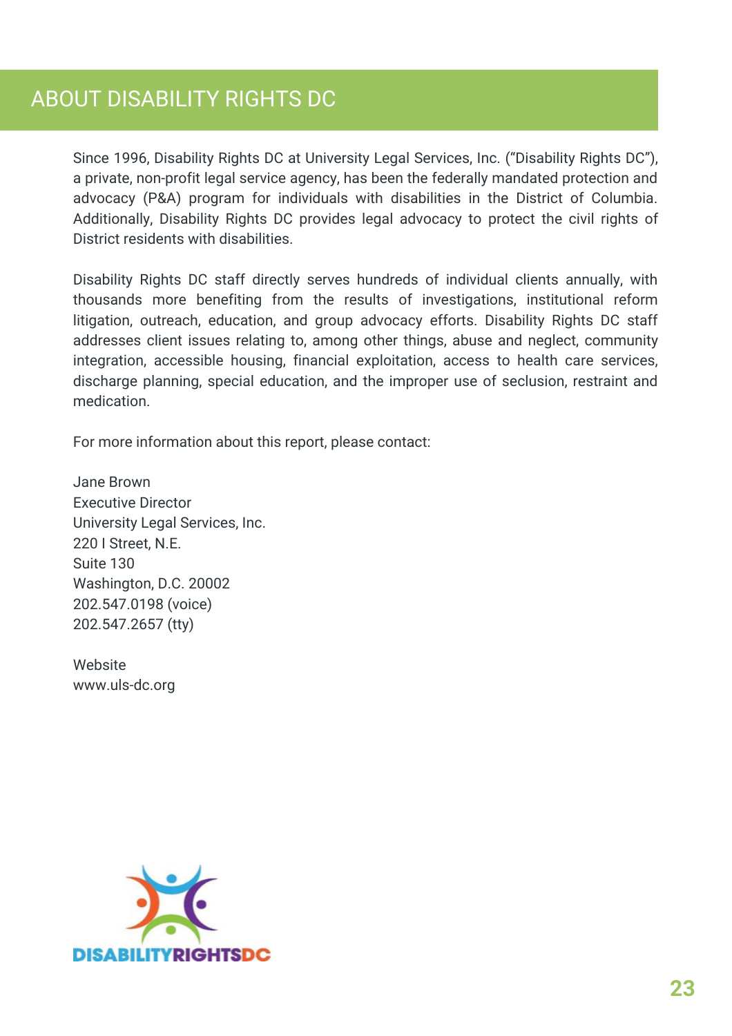# ABOUT DISABILITY RIGHTS DC

Since 1996, Disability Rights DC at University Legal Services, Inc. ("Disability Rights DC"), a private, non-profit legal service agency, has been the federally mandated protection and advocacy (P&A) program for individuals with disabilities in the District of Columbia. Additionally, Disability Rights DC provides legal advocacy to protect the civil rights of District residents with disabilities.

Disability Rights DC staff directly serves hundreds of individual clients annually, with thousands more benefiting from the results of investigations, institutional reform litigation, outreach, education, and group advocacy efforts. Disability Rights DC staff addresses client issues relating to, among other things, abuse and neglect, community integration, accessible housing, financial exploitation, access to health care services, discharge planning, special education, and the improper use of seclusion, restraint and medication.

For more information about this report, please contact:

Jane Brown
Executive Director
University Legal Services, Inc.
220 I Street, N.E.
Suite 130
Washington, D.C. 20002
202.547.0198 (voice)
202.547.2657 (tty)

Website
www.uls-dc.org

DISABILITYRIGHTSDC